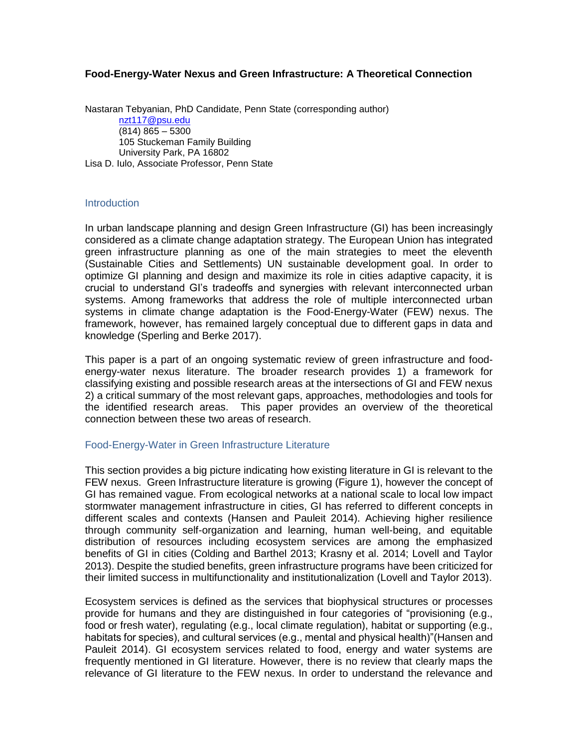# Food-Energy-Water Nexus and Green Infrastructure: A Theoretical Connection

Nastaran Tebyanian, PhD Candidate, Penn State (corresponding author)
nzt117@psu.edu
(814) 865 – 5300
105 Stuckeman Family Building
University Park, PA 16802
Lisa D. Iulo, Associate Professor, Penn State

## Introduction

In urban landscape planning and design Green Infrastructure (GI) has been increasingly considered as a climate change adaptation strategy. The European Union has integrated green infrastructure planning as one of the main strategies to meet the eleventh (Sustainable Cities and Settlements) UN sustainable development goal. In order to optimize GI planning and design and maximize its role in cities adaptive capacity, it is crucial to understand GI's tradeoffs and synergies with relevant interconnected urban systems. Among frameworks that address the role of multiple interconnected urban systems in climate change adaptation is the Food-Energy-Water (FEW) nexus. The framework, however, has remained largely conceptual due to different gaps in data and knowledge (Sperling and Berke 2017).

This paper is a part of an ongoing systematic review of green infrastructure and food-energy-water nexus literature. The broader research provides 1) a framework for classifying existing and possible research areas at the intersections of GI and FEW nexus 2) a critical summary of the most relevant gaps, approaches, methodologies and tools for the identified research areas. This paper provides an overview of the theoretical connection between these two areas of research.

## Food-Energy-Water in Green Infrastructure Literature

This section provides a big picture indicating how existing literature in GI is relevant to the FEW nexus. Green Infrastructure literature is growing (Figure 1), however the concept of GI has remained vague. From ecological networks at a national scale to local low impact stormwater management infrastructure in cities, GI has referred to different concepts in different scales and contexts (Hansen and Pauleit 2014). Achieving higher resilience through community self-organization and learning, human well-being, and equitable distribution of resources including ecosystem services are among the emphasized benefits of GI in cities (Colding and Barthel 2013; Krasny et al. 2014; Lovell and Taylor 2013). Despite the studied benefits, green infrastructure programs have been criticized for their limited success in multifunctionality and institutionalization (Lovell and Taylor 2013).

Ecosystem services is defined as the services that biophysical structures or processes provide for humans and they are distinguished in four categories of "provisioning (e.g., food or fresh water), regulating (e.g., local climate regulation), habitat or supporting (e.g., habitats for species), and cultural services (e.g., mental and physical health)"(Hansen and Pauleit 2014). GI ecosystem services related to food, energy and water systems are frequently mentioned in GI literature. However, there is no review that clearly maps the relevance of GI literature to the FEW nexus. In order to understand the relevance and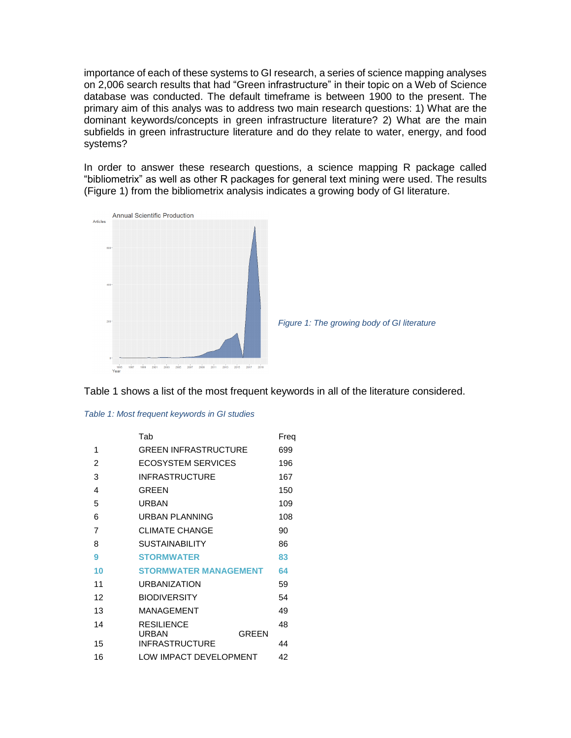importance of each of these systems to GI research, a series of science mapping analyses on 2,006 search results that had "Green infrastructure" in their topic on a Web of Science database was conducted. The default timeframe is between 1900 to the present. The primary aim of this analys was to address two main research questions: 1) What are the dominant keywords/concepts in green infrastructure literature? 2) What are the main subfields in green infrastructure literature and do they relate to water, energy, and food systems?

In order to answer these research questions, a science mapping R package called "bibliometrix" as well as other R packages for general text mining were used. The results (Figure 1) from the bibliometrix analysis indicates a growing body of GI literature.

*Figure 1: The growing body of GI literature*

Table 1 shows a list of the most frequent keywords in all of the literature considered.

*Table 1: Most frequent keywords in GI studies*

| | Tab | Freq |
|---|---|---|
| 1 | GREEN INFRASTRUCTURE | 699 |
| 2 | ECOSYSTEM SERVICES | 196 |
| 3 | INFRASTRUCTURE | 167 |
| 4 | GREEN | 150 |
| 5 | URBAN | 109 |
| 6 | URBAN PLANNING | 108 |
| 7 | CLIMATE CHANGE | 90 |
| 8 | SUSTAINABILITY | 86 |
| **9** | **STORMWATER** | **83** |
| **10** | **STORMWATER MANAGEMENT** | **64** |
| 11 | URBANIZATION | 59 |
| 12 | BIODIVERSITY | 54 |
| 13 | MANAGEMENT | 49 |
| 14 | RESILIENCE | 48 |
| 15 | URBAN GREEN INFRASTRUCTURE | 44 |
| 16 | LOW IMPACT DEVELOPMENT | 42 |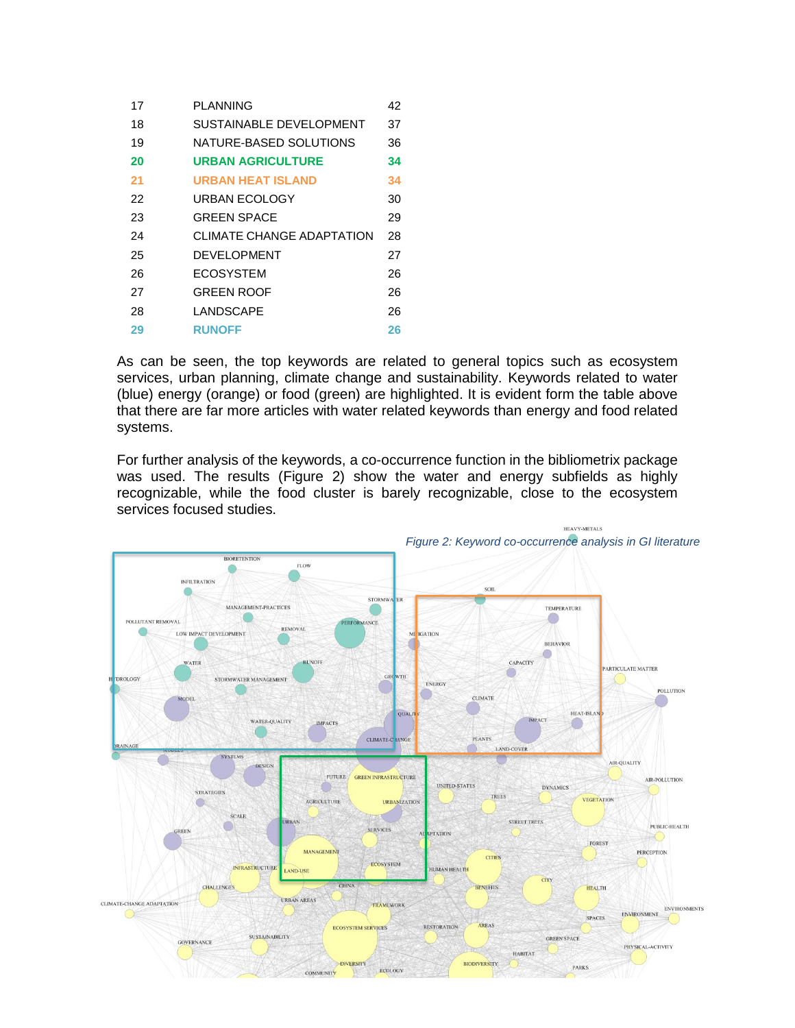| | | |
|---|---|---|
| 17 | PLANNING | 42 |
| 18 | SUSTAINABLE DEVELOPMENT | 37 |
| 19 | NATURE-BASED SOLUTIONS | 36 |
| **20** | **URBAN AGRICULTURE** | **34** |
| **21** | **URBAN HEAT ISLAND** | **34** |
| 22 | URBAN ECOLOGY | 30 |
| 23 | GREEN SPACE | 29 |
| 24 | CLIMATE CHANGE ADAPTATION | 28 |
| 25 | DEVELOPMENT | 27 |
| 26 | ECOSYSTEM | 26 |
| 27 | GREEN ROOF | 26 |
| 28 | LANDSCAPE | 26 |
| **29** | **RUNOFF** | **26** |

As can be seen, the top keywords are related to general topics such as ecosystem services, urban planning, climate change and sustainability. Keywords related to water (blue) energy (orange) or food (green) are highlighted. It is evident form the table above that there are far more articles with water related keywords than energy and food related systems.

For further analysis of the keywords, a co-occurrence function in the bibliometrix package was used. The results (Figure 2) show the water and energy subfields as highly recognizable, while the food cluster is barely recognizable, close to the ecosystem services focused studies.

*Figure 2: Keyword co-occurrence analysis in GI literature*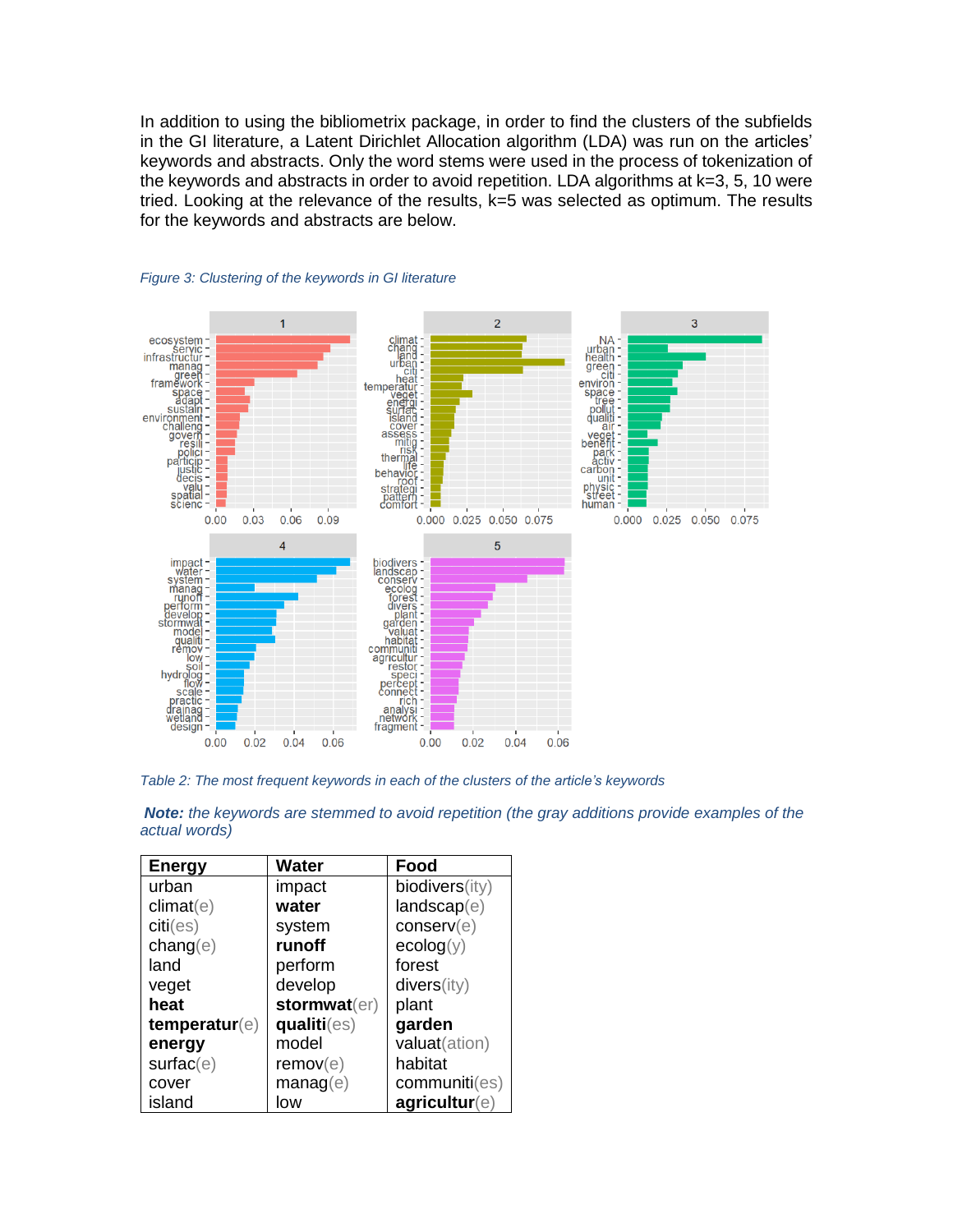In addition to using the bibliometrix package, in order to find the clusters of the subfields in the GI literature, a Latent Dirichlet Allocation algorithm (LDA) was run on the articles' keywords and abstracts. Only the word stems were used in the process of tokenization of the keywords and abstracts in order to avoid repetition. LDA algorithms at k=3, 5, 10 were tried. Looking at the relevance of the results, k=5 was selected as optimum. The results for the keywords and abstracts are below.

*Figure 3: Clustering of the keywords in GI literature*

*Table 2: The most frequent keywords in each of the clusters of the article's keywords*

***Note:*** *the keywords are stemmed to avoid repetition (the gray additions provide examples of the actual words)*

| **Energy** | **Water** | **Food** |
|---|---|---|
| urban | impact | biodivers(ity) |
| climat(e) | **water** | landscap(e) |
| citi(es) | system | conserv(e) |
| chang(e) | **runoff** | ecolog(y) |
| land | perform | forest |
| veget | develop | divers(ity) |
| **heat** | **stormwat**(er) | plant |
| **temperatur**(e) | **qualiti**(es) | **garden** |
| **energy** | model | valuat(ation) |
| surfac(e) | remov(e) | habitat |
| cover | manag(e) | communiti(es) |
| island | low | **agricultur**(e) |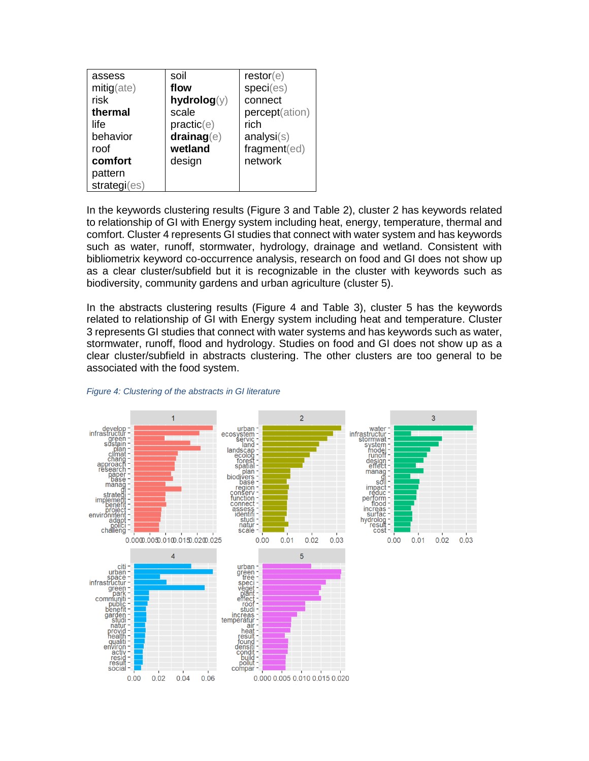| | | |
|---|---|---|
| assess<br>mitig(ate)<br>risk<br>**thermal**<br>life<br>behavior<br>roof<br>**comfort**<br>pattern<br>strategi(es) | soil<br>**flow**<br>**hydrolog**(y)<br>scale<br>practic(e)<br>**drainag**(e)<br>**wetland**<br>design | restor(e)<br>speci(es)<br>connect<br>percept(ation)<br>rich<br>analysi(s)<br>fragment(ed)<br>network |

In the keywords clustering results (Figure 3 and Table 2), cluster 2 has keywords related to relationship of GI with Energy system including heat, energy, temperature, thermal and comfort. Cluster 4 represents GI studies that connect with water system and has keywords such as water, runoff, stormwater, hydrology, drainage and wetland. Consistent with bibliometrix keyword co-occurrence analysis, research on food and GI does not show up as a clear cluster/subfield but it is recognizable in the cluster with keywords such as biodiversity, community gardens and urban agriculture (cluster 5).

In the abstracts clustering results (Figure 4 and Table 3), cluster 5 has the keywords related to relationship of GI with Energy system including heat and temperature. Cluster 3 represents GI studies that connect with water systems and has keywords such as water, stormwater, runoff, flood and hydrology. Studies on food and GI does not show up as a clear cluster/subfield in abstracts clustering. The other clusters are too general to be associated with the food system.

*Figure 4: Clustering of the abstracts in GI literature*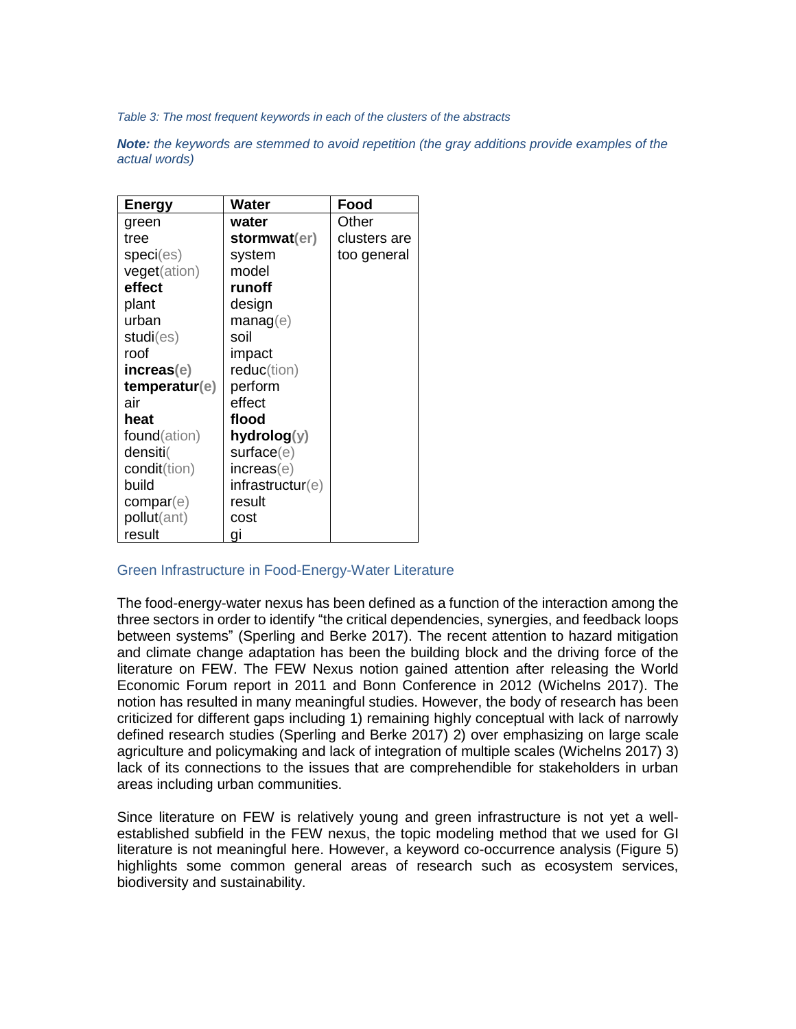*Table 3: The most frequent keywords in each of the clusters of the abstracts*

***Note:** the keywords are stemmed to avoid repetition (the gray additions provide examples of the actual words)*

| Energy | Water | Food |
|---|---|---|
| green | **water** | Other clusters are too general |
| tree | **stormwat(er)** | |
| speci(es) | system | |
| veget(ation) | model | |
| **effect** | **runoff** | |
| plant | design | |
| urban | manag(e) | |
| studi(es) | soil | |
| roof | impact | |
| **increas(e)** | reduc(tion) | |
| **temperatur(e)** | perform | |
| air | effect | |
| **heat** | **flood** | |
| found(ation) | **hydrolog(y)** | |
| densiti( | surface(e) | |
| condit(tion) | increas(e) | |
| build | infrastructur(e) | |
| compar(e) | result | |
| pollut(ant) | cost | |
| result | gi | |

## Green Infrastructure in Food-Energy-Water Literature

The food-energy-water nexus has been defined as a function of the interaction among the three sectors in order to identify "the critical dependencies, synergies, and feedback loops between systems" (Sperling and Berke 2017). The recent attention to hazard mitigation and climate change adaptation has been the building block and the driving force of the literature on FEW. The FEW Nexus notion gained attention after releasing the World Economic Forum report in 2011 and Bonn Conference in 2012 (Wichelns 2017). The notion has resulted in many meaningful studies. However, the body of research has been criticized for different gaps including 1) remaining highly conceptual with lack of narrowly defined research studies (Sperling and Berke 2017) 2) over emphasizing on large scale agriculture and policymaking and lack of integration of multiple scales (Wichelns 2017) 3) lack of its connections to the issues that are comprehendible for stakeholders in urban areas including urban communities.

Since literature on FEW is relatively young and green infrastructure is not yet a well-established subfield in the FEW nexus, the topic modeling method that we used for GI literature is not meaningful here. However, a keyword co-occurrence analysis (Figure 5) highlights some common general areas of research such as ecosystem services, biodiversity and sustainability.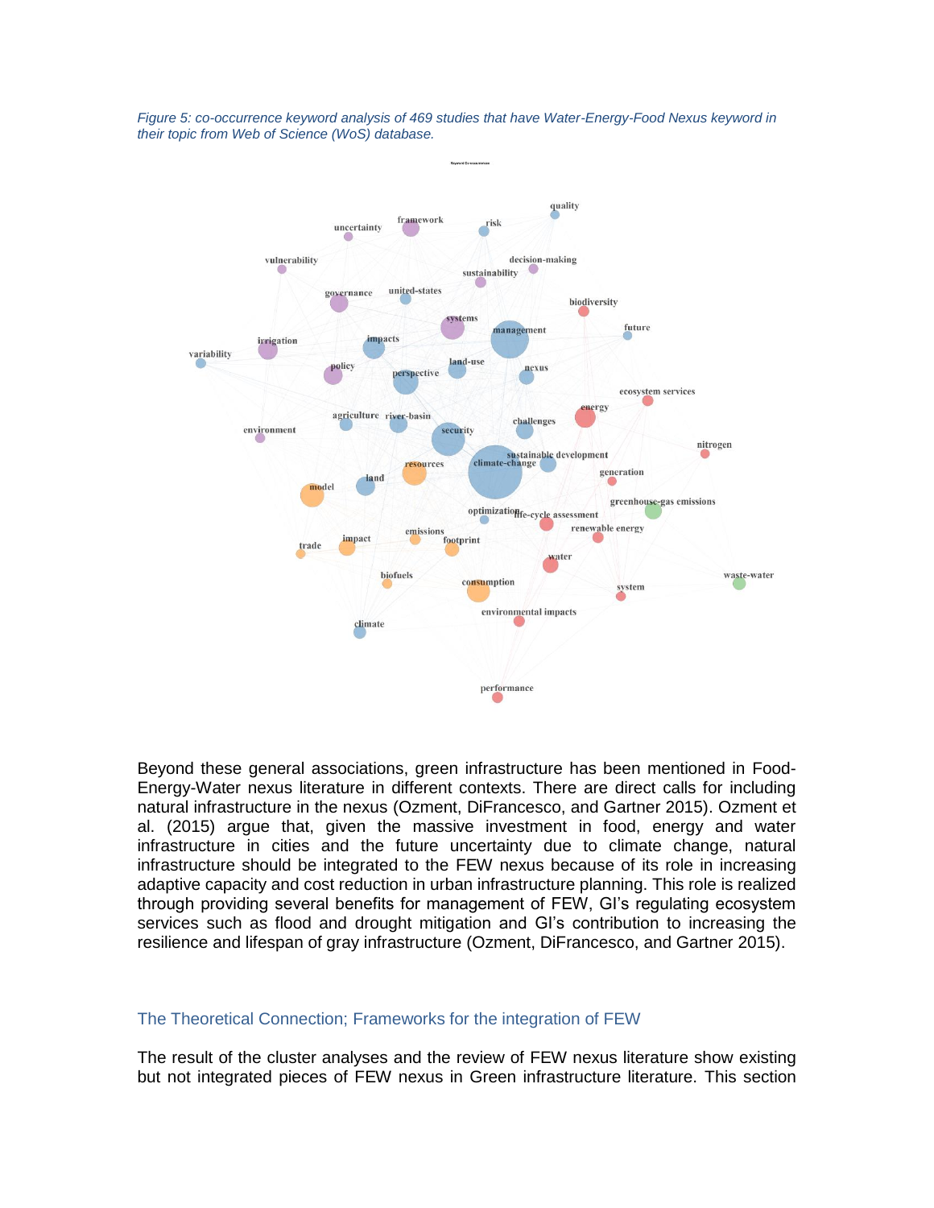*Figure 5: co-occurrence keyword analysis of 469 studies that have Water-Energy-Food Nexus keyword in their topic from Web of Science (WoS) database.*

Beyond these general associations, green infrastructure has been mentioned in Food-Energy-Water nexus literature in different contexts. There are direct calls for including natural infrastructure in the nexus (Ozment, DiFrancesco, and Gartner 2015). Ozment et al. (2015) argue that, given the massive investment in food, energy and water infrastructure in cities and the future uncertainty due to climate change, natural infrastructure should be integrated to the FEW nexus because of its role in increasing adaptive capacity and cost reduction in urban infrastructure planning. This role is realized through providing several benefits for management of FEW, GI's regulating ecosystem services such as flood and drought mitigation and GI's contribution to increasing the resilience and lifespan of gray infrastructure (Ozment, DiFrancesco, and Gartner 2015).

## The Theoretical Connection; Frameworks for the integration of FEW

The result of the cluster analyses and the review of FEW nexus literature show existing but not integrated pieces of FEW nexus in Green infrastructure literature. This section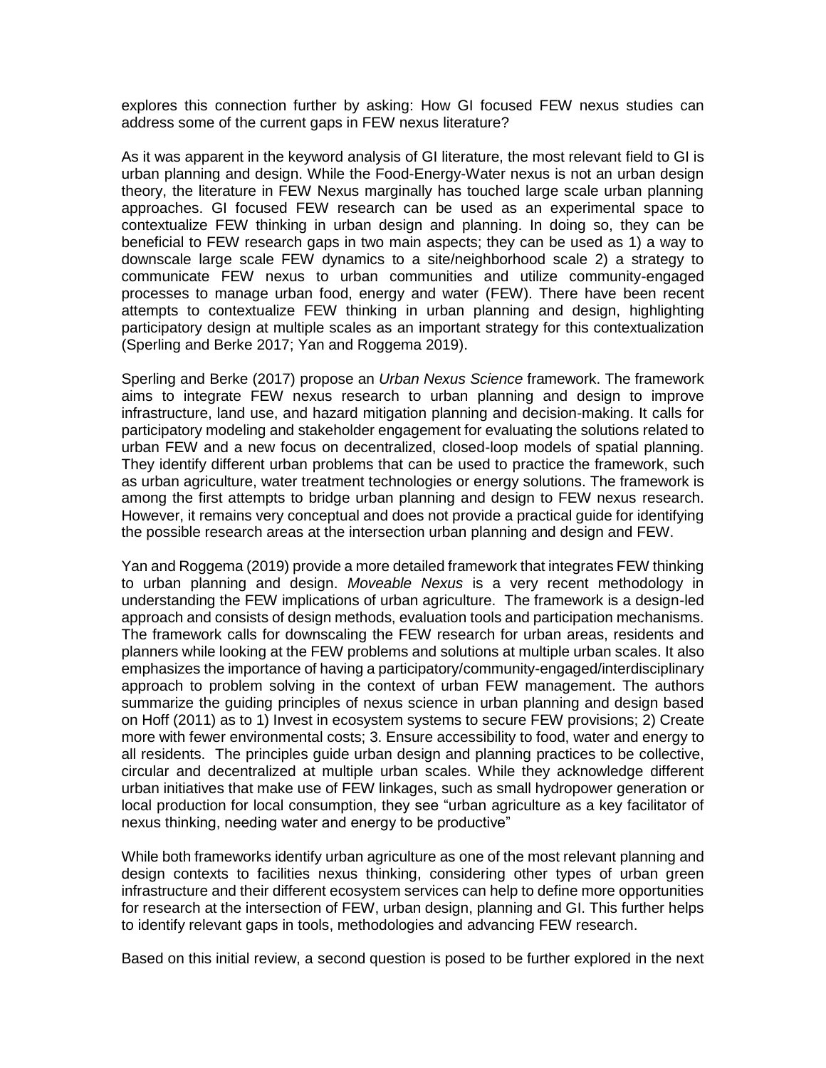explores this connection further by asking: How GI focused FEW nexus studies can address some of the current gaps in FEW nexus literature?

As it was apparent in the keyword analysis of GI literature, the most relevant field to GI is urban planning and design. While the Food-Energy-Water nexus is not an urban design theory, the literature in FEW Nexus marginally has touched large scale urban planning approaches. GI focused FEW research can be used as an experimental space to contextualize FEW thinking in urban design and planning. In doing so, they can be beneficial to FEW research gaps in two main aspects; they can be used as 1) a way to downscale large scale FEW dynamics to a site/neighborhood scale 2) a strategy to communicate FEW nexus to urban communities and utilize community-engaged processes to manage urban food, energy and water (FEW). There have been recent attempts to contextualize FEW thinking in urban planning and design, highlighting participatory design at multiple scales as an important strategy for this contextualization (Sperling and Berke 2017; Yan and Roggema 2019).

Sperling and Berke (2017) propose an *Urban Nexus Science* framework. The framework aims to integrate FEW nexus research to urban planning and design to improve infrastructure, land use, and hazard mitigation planning and decision-making. It calls for participatory modeling and stakeholder engagement for evaluating the solutions related to urban FEW and a new focus on decentralized, closed-loop models of spatial planning. They identify different urban problems that can be used to practice the framework, such as urban agriculture, water treatment technologies or energy solutions. The framework is among the first attempts to bridge urban planning and design to FEW nexus research. However, it remains very conceptual and does not provide a practical guide for identifying the possible research areas at the intersection urban planning and design and FEW.

Yan and Roggema (2019) provide a more detailed framework that integrates FEW thinking to urban planning and design. *Moveable Nexus* is a very recent methodology in understanding the FEW implications of urban agriculture. The framework is a design-led approach and consists of design methods, evaluation tools and participation mechanisms. The framework calls for downscaling the FEW research for urban areas, residents and planners while looking at the FEW problems and solutions at multiple urban scales. It also emphasizes the importance of having a participatory/community-engaged/interdisciplinary approach to problem solving in the context of urban FEW management. The authors summarize the guiding principles of nexus science in urban planning and design based on Hoff (2011) as to 1) Invest in ecosystem systems to secure FEW provisions; 2) Create more with fewer environmental costs; 3. Ensure accessibility to food, water and energy to all residents. The principles guide urban design and planning practices to be collective, circular and decentralized at multiple urban scales. While they acknowledge different urban initiatives that make use of FEW linkages, such as small hydropower generation or local production for local consumption, they see "urban agriculture as a key facilitator of nexus thinking, needing water and energy to be productive"

While both frameworks identify urban agriculture as one of the most relevant planning and design contexts to facilities nexus thinking, considering other types of urban green infrastructure and their different ecosystem services can help to define more opportunities for research at the intersection of FEW, urban design, planning and GI. This further helps to identify relevant gaps in tools, methodologies and advancing FEW research.

Based on this initial review, a second question is posed to be further explored in the next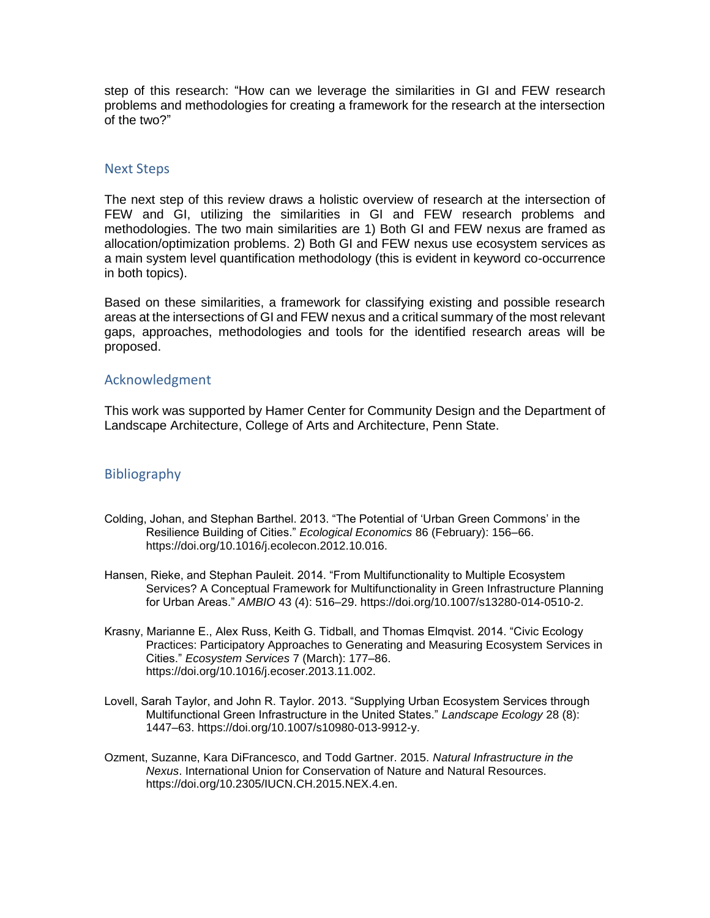step of this research: "How can we leverage the similarities in GI and FEW research problems and methodologies for creating a framework for the research at the intersection of the two?"

## Next Steps

The next step of this review draws a holistic overview of research at the intersection of FEW and GI, utilizing the similarities in GI and FEW research problems and methodologies. The two main similarities are 1) Both GI and FEW nexus are framed as allocation/optimization problems. 2) Both GI and FEW nexus use ecosystem services as a main system level quantification methodology (this is evident in keyword co-occurrence in both topics).

Based on these similarities, a framework for classifying existing and possible research areas at the intersections of GI and FEW nexus and a critical summary of the most relevant gaps, approaches, methodologies and tools for the identified research areas will be proposed.

## Acknowledgment

This work was supported by Hamer Center for Community Design and the Department of Landscape Architecture, College of Arts and Architecture, Penn State.

## Bibliography

Colding, Johan, and Stephan Barthel. 2013. "The Potential of 'Urban Green Commons' in the Resilience Building of Cities." *Ecological Economics* 86 (February): 156–66. https://doi.org/10.1016/j.ecolecon.2012.10.016.

Hansen, Rieke, and Stephan Pauleit. 2014. "From Multifunctionality to Multiple Ecosystem Services? A Conceptual Framework for Multifunctionality in Green Infrastructure Planning for Urban Areas." *AMBIO* 43 (4): 516–29. https://doi.org/10.1007/s13280-014-0510-2.

Krasny, Marianne E., Alex Russ, Keith G. Tidball, and Thomas Elmqvist. 2014. "Civic Ecology Practices: Participatory Approaches to Generating and Measuring Ecosystem Services in Cities." *Ecosystem Services* 7 (March): 177–86. https://doi.org/10.1016/j.ecoser.2013.11.002.

Lovell, Sarah Taylor, and John R. Taylor. 2013. "Supplying Urban Ecosystem Services through Multifunctional Green Infrastructure in the United States." *Landscape Ecology* 28 (8): 1447–63. https://doi.org/10.1007/s10980-013-9912-y.

Ozment, Suzanne, Kara DiFrancesco, and Todd Gartner. 2015. *Natural Infrastructure in the Nexus*. International Union for Conservation of Nature and Natural Resources. https://doi.org/10.2305/IUCN.CH.2015.NEX.4.en.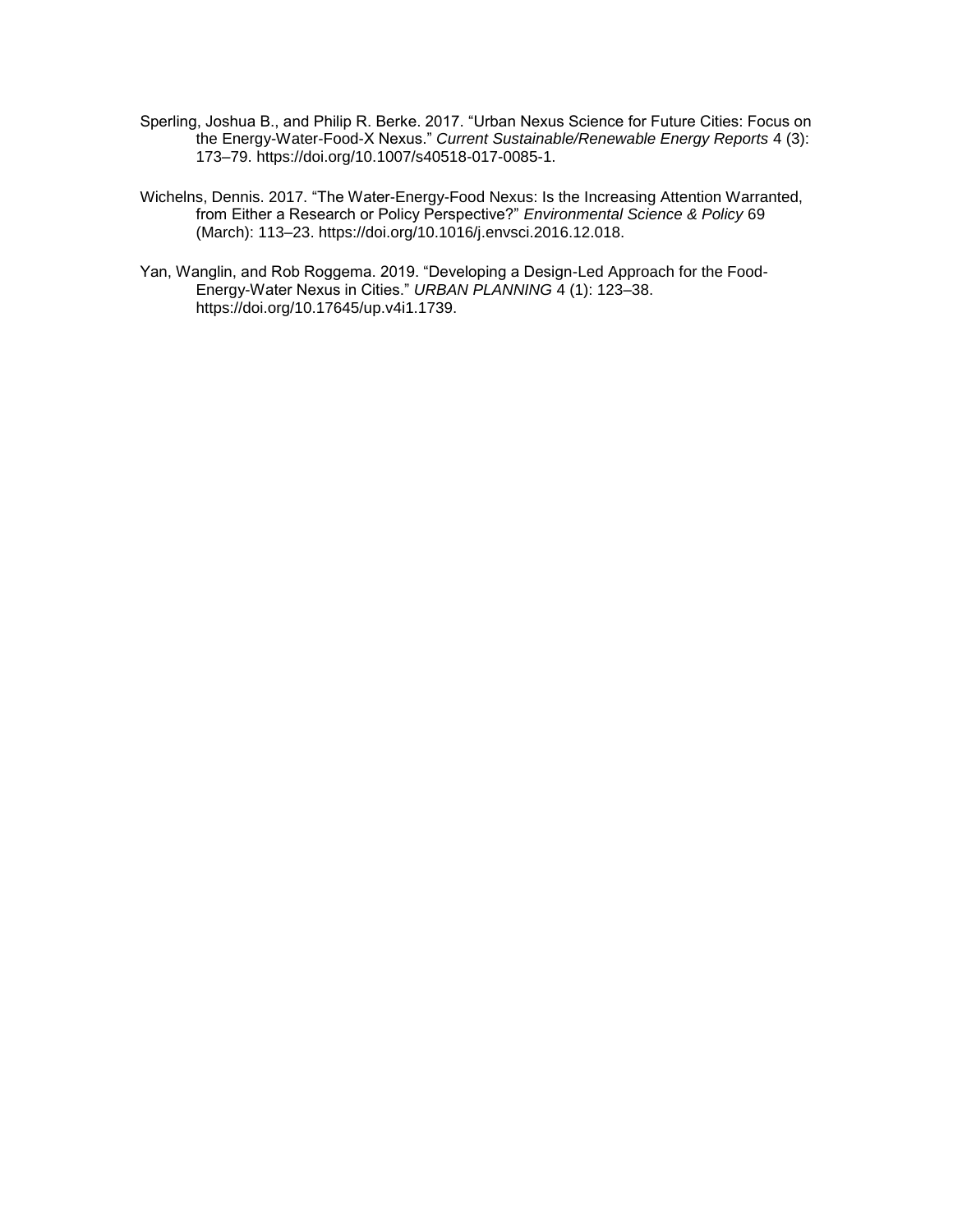Sperling, Joshua B., and Philip R. Berke. 2017. “Urban Nexus Science for Future Cities: Focus on the Energy-Water-Food-X Nexus.” *Current Sustainable/Renewable Energy Reports* 4 (3): 173–79. https://doi.org/10.1007/s40518-017-0085-1.

Wichelns, Dennis. 2017. “The Water-Energy-Food Nexus: Is the Increasing Attention Warranted, from Either a Research or Policy Perspective?” *Environmental Science & Policy* 69 (March): 113–23. https://doi.org/10.1016/j.envsci.2016.12.018.

Yan, Wanglin, and Rob Roggema. 2019. “Developing a Design-Led Approach for the Food-Energy-Water Nexus in Cities.” *URBAN PLANNING* 4 (1): 123–38. https://doi.org/10.17645/up.v4i1.1739.